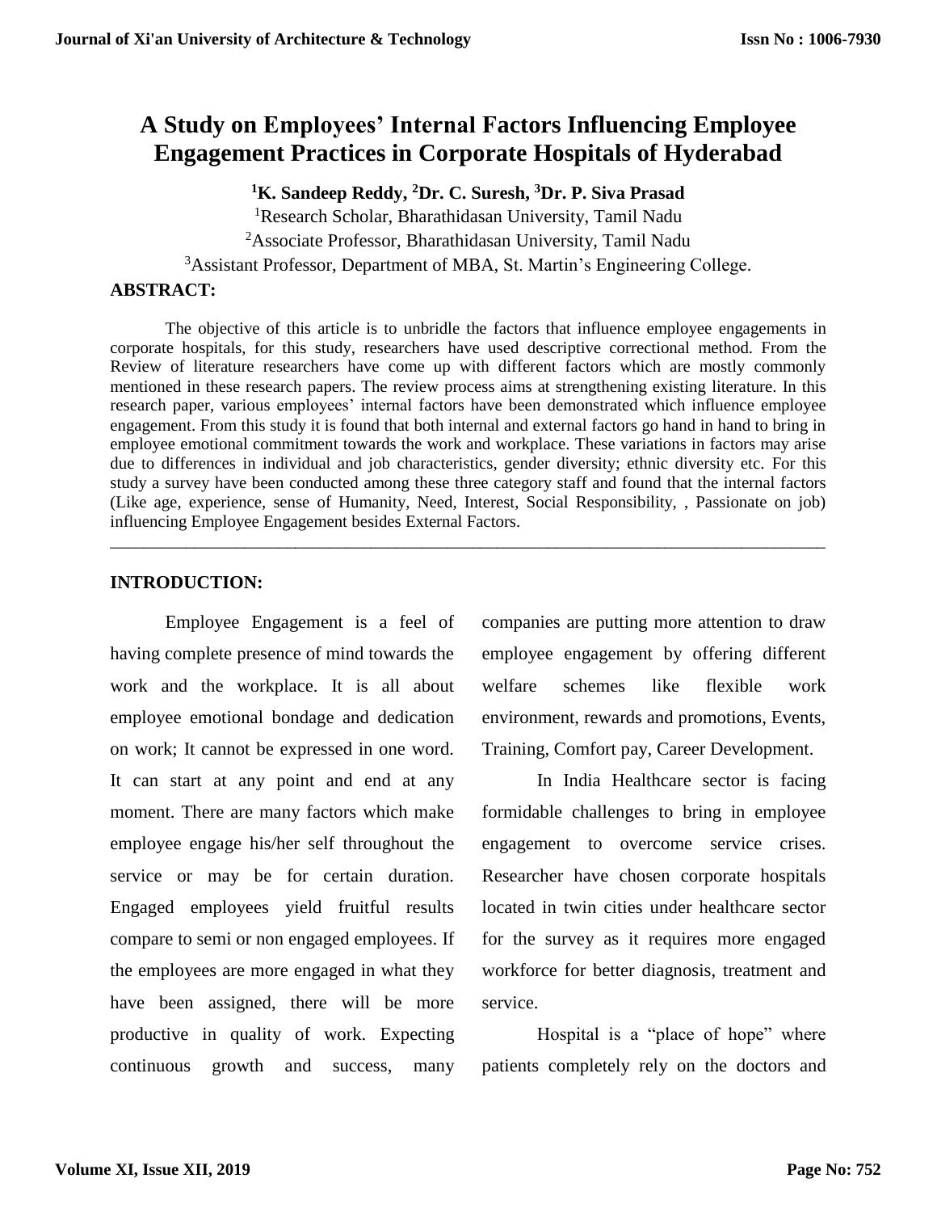# A Study on Employees' Internal Factors Influencing Employee Engagement Practices in Corporate Hospitals of Hyderabad

**[1]K. Sandeep Reddy, [2]Dr. C. Suresh, [3]Dr. P. Siva Prasad**

[1]Research Scholar, Bharathidasan University, Tamil Nadu

[2]Associate Professor, Bharathidasan University, Tamil Nadu

[3]Assistant Professor, Department of MBA, St. Martin's Engineering College.

## ABSTRACT:

The objective of this article is to unbridle the factors that influence employee engagements in corporate hospitals, for this study, researchers have used descriptive correctional method. From the Review of literature researchers have come up with different factors which are mostly commonly mentioned in these research papers. The review process aims at strengthening existing literature. In this research paper, various employees' internal factors have been demonstrated which influence employee engagement. From this study it is found that both internal and external factors go hand in hand to bring in employee emotional commitment towards the work and workplace. These variations in factors may arise due to differences in individual and job characteristics, gender diversity; ethnic diversity etc. For this study a survey have been conducted among these three category staff and found that the internal factors (Like age, experience, sense of Humanity, Need, Interest, Social Responsibility, , Passionate on job) influencing Employee Engagement besides External Factors.

---

## INTRODUCTION:

Employee Engagement is a feel of having complete presence of mind towards the work and the workplace. It is all about employee emotional bondage and dedication on work; It cannot be expressed in one word. It can start at any point and end at any moment. There are many factors which make employee engage his/her self throughout the service or may be for certain duration. Engaged employees yield fruitful results compare to semi or non engaged employees. If the employees are more engaged in what they have been assigned, there will be more productive in quality of work. Expecting continuous growth and success, many companies are putting more attention to draw employee engagement by offering different welfare schemes like flexible work environment, rewards and promotions, Events, Training, Comfort pay, Career Development.

In India Healthcare sector is facing formidable challenges to bring in employee engagement to overcome service crises. Researcher have chosen corporate hospitals located in twin cities under healthcare sector for the survey as it requires more engaged workforce for better diagnosis, treatment and service.

Hospital is a "place of hope" where patients completely rely on the doctors and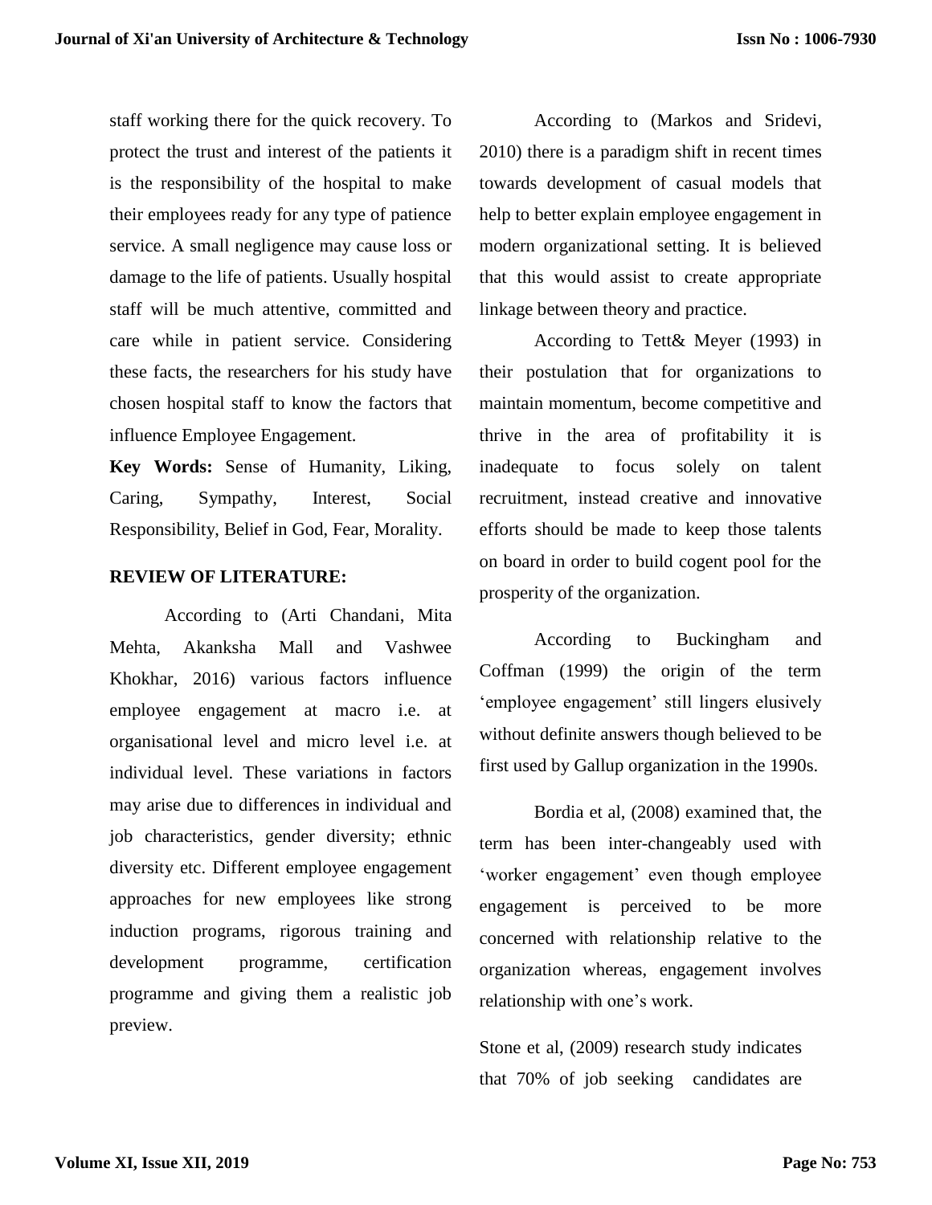staff working there for the quick recovery. To protect the trust and interest of the patients it is the responsibility of the hospital to make their employees ready for any type of patience service. A small negligence may cause loss or damage to the life of patients. Usually hospital staff will be much attentive, committed and care while in patient service. Considering these facts, the researchers for his study have chosen hospital staff to know the factors that influence Employee Engagement.

**Key Words:** Sense of Humanity, Liking, Caring, Sympathy, Interest, Social Responsibility, Belief in God, Fear, Morality.

## REVIEW OF LITERATURE:

According to (Arti Chandani, Mita Mehta, Akanksha Mall and Vashwee Khokhar, 2016) various factors influence employee engagement at macro i.e. at organisational level and micro level i.e. at individual level. These variations in factors may arise due to differences in individual and job characteristics, gender diversity; ethnic diversity etc. Different employee engagement approaches for new employees like strong induction programs, rigorous training and development programme, certification programme and giving them a realistic job preview.

According to (Markos and Sridevi, 2010) there is a paradigm shift in recent times towards development of casual models that help to better explain employee engagement in modern organizational setting. It is believed that this would assist to create appropriate linkage between theory and practice.

According to Tett& Meyer (1993) in their postulation that for organizations to maintain momentum, become competitive and thrive in the area of profitability it is inadequate to focus solely on talent recruitment, instead creative and innovative efforts should be made to keep those talents on board in order to build cogent pool for the prosperity of the organization.

According to Buckingham and Coffman (1999) the origin of the term 'employee engagement' still lingers elusively without definite answers though believed to be first used by Gallup organization in the 1990s.

Bordia et al, (2008) examined that, the term has been inter-changeably used with 'worker engagement' even though employee engagement is perceived to be more concerned with relationship relative to the organization whereas, engagement involves relationship with one's work.

Stone et al, (2009) research study indicates that 70% of job seeking candidates are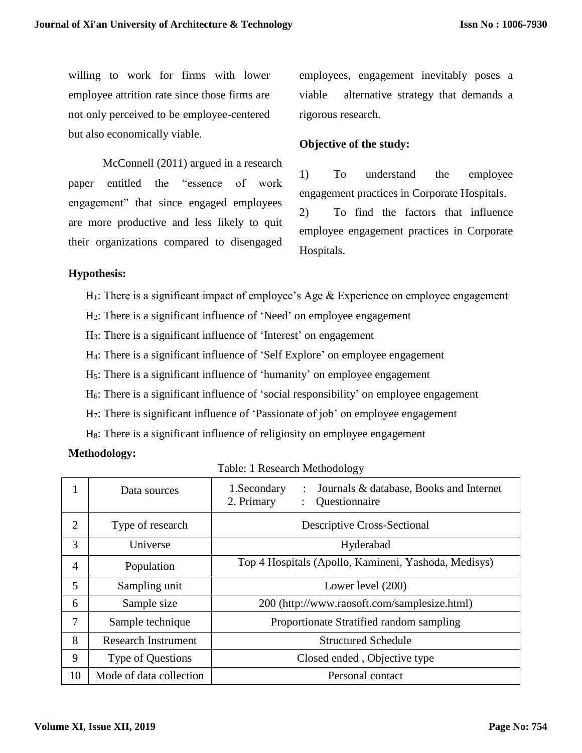willing to work for firms with lower employee attrition rate since those firms are not only perceived to be employee-centered but also economically viable.

McConnell (2011) argued in a research paper entitled the "essence of work engagement" that since engaged employees are more productive and less likely to quit their organizations compared to disengaged employees, engagement inevitably poses a viable alternative strategy that demands a rigorous research.

**Objective of the study:**

1) To understand the employee engagement practices in Corporate Hospitals.
2) To find the factors that influence employee engagement practices in Corporate Hospitals.

**Hypothesis:**

$H_1$: There is a significant impact of employee's Age & Experience on employee engagement

$H_2$: There is a significant influence of 'Need' on employee engagement

$H_3$: There is a significant influence of 'Interest' on engagement

$H_4$: There is a significant influence of 'Self Explore' on employee engagement

$H_5$: There is a significant influence of 'humanity' on employee engagement

$H_6$: There is a significant influence of 'social responsibility' on employee engagement

$H_7$: There is significant influence of 'Passionate of job' on employee engagement

$H_8$: There is a significant influence of religiosity on employee engagement

**Methodology:**

Table: 1 Research Methodology

| 1 | Data sources | 1.Secondary : Journals & database, Books and Internet<br>2. Primary : Questionnaire |
|---|---|---|
| 2 | Type of research | Descriptive Cross-Sectional |
| 3 | Universe | Hyderabad |
| 4 | Population | Top 4 Hospitals (Apollo, Kamineni, Yashoda, Medisys) |
| 5 | Sampling unit | Lower level (200) |
| 6 | Sample size | 200 (http://www.raosoft.com/samplesize.html) |
| 7 | Sample technique | Proportionate Stratified random sampling |
| 8 | Research Instrument | Structured Schedule |
| 9 | Type of Questions | Closed ended , Objective type |
| 10 | Mode of data collection | Personal contact |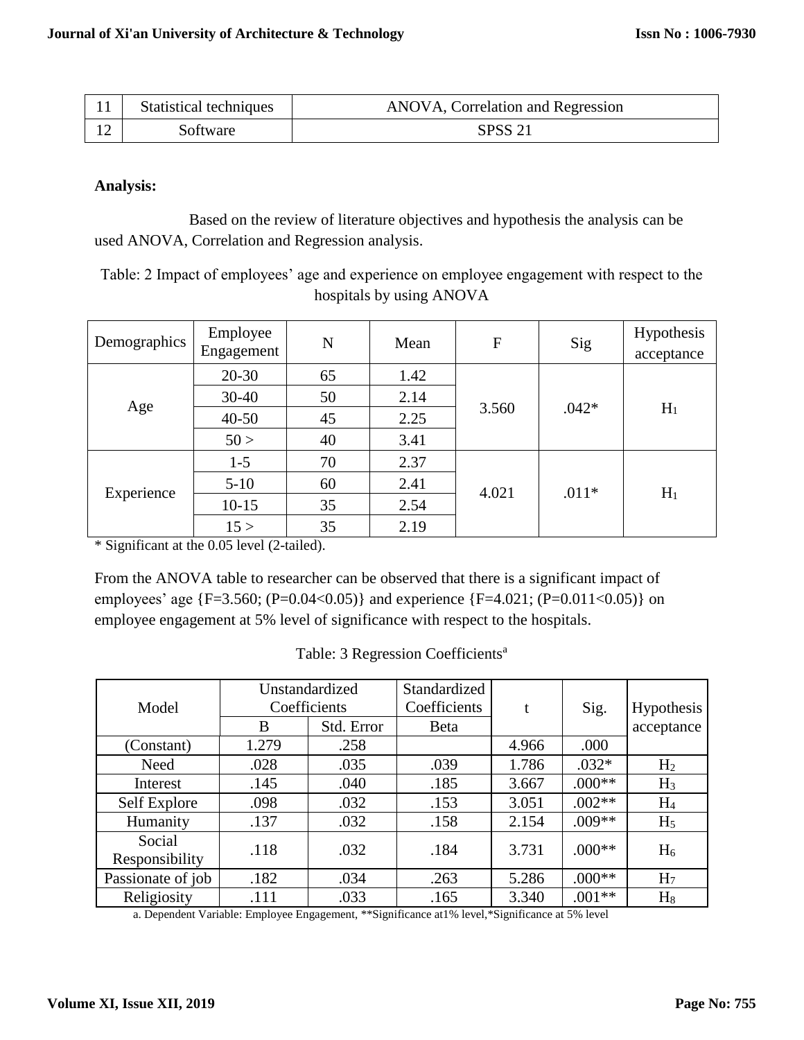| 11 | Statistical techniques | ANOVA, Correlation and Regression |
|---|---|---|
| 12 | Software | SPSS 21 |

**Analysis:**

Based on the review of literature objectives and hypothesis the analysis can be used ANOVA, Correlation and Regression analysis.

Table: 2 Impact of employees' age and experience on employee engagement with respect to the hospitals by using ANOVA

| Demographics | Employee Engagement | N | Mean | F | Sig | Hypothesis acceptance |
|---|---|---|---|---|---|---|
| Age | 20-30 | 65 | 1.42 | 3.560 | .042* | $H_1$ |
| | 30-40 | 50 | 2.14 | | | |
| | 40-50 | 45 | 2.25 | | | |
| | 50 > | 40 | 3.41 | | | |
| Experience | 1-5 | 70 | 2.37 | 4.021 | .011* | $H_1$ |
| | 5-10 | 60 | 2.41 | | | |
| | 10-15 | 35 | 2.54 | | | |
| | 15 > | 35 | 2.19 | | | |

* Significant at the 0.05 level (2-tailed).

From the ANOVA table to researcher can be observed that there is a significant impact of employees' age {F=3.560; (P=0.04<0.05)} and experience {F=4.021; (P=0.011<0.05)} on employee engagement at 5% level of significance with respect to the hospitals.

Table: 3 Regression Coefficients[a]

| Model | Unstandardized Coefficients | | Standardized Coefficients | t | Sig. | Hypothesis acceptance |
|---|---|---|---|---|---|---|
| | B | Std. Error | Beta | | | |
| (Constant) | 1.279 | .258 | | 4.966 | .000 | |
| Need | .028 | .035 | .039 | 1.786 | .032* | $H_2$ |
| Interest | .145 | .040 | .185 | 3.667 | .000** | $H_3$ |
| Self Explore | .098 | .032 | .153 | 3.051 | .002** | $H_4$ |
| Humanity | .137 | .032 | .158 | 2.154 | .009** | $H_5$ |
| Social Responsibility | .118 | .032 | .184 | 3.731 | .000** | $H_6$ |
| Passionate of job | .182 | .034 | .263 | 5.286 | .000** | $H_7$ |
| Religiosity | .111 | .033 | .165 | 3.340 | .001** | $H_8$ |

a. Dependent Variable: Employee Engagement, **Significance at1% level,*Significance at 5% level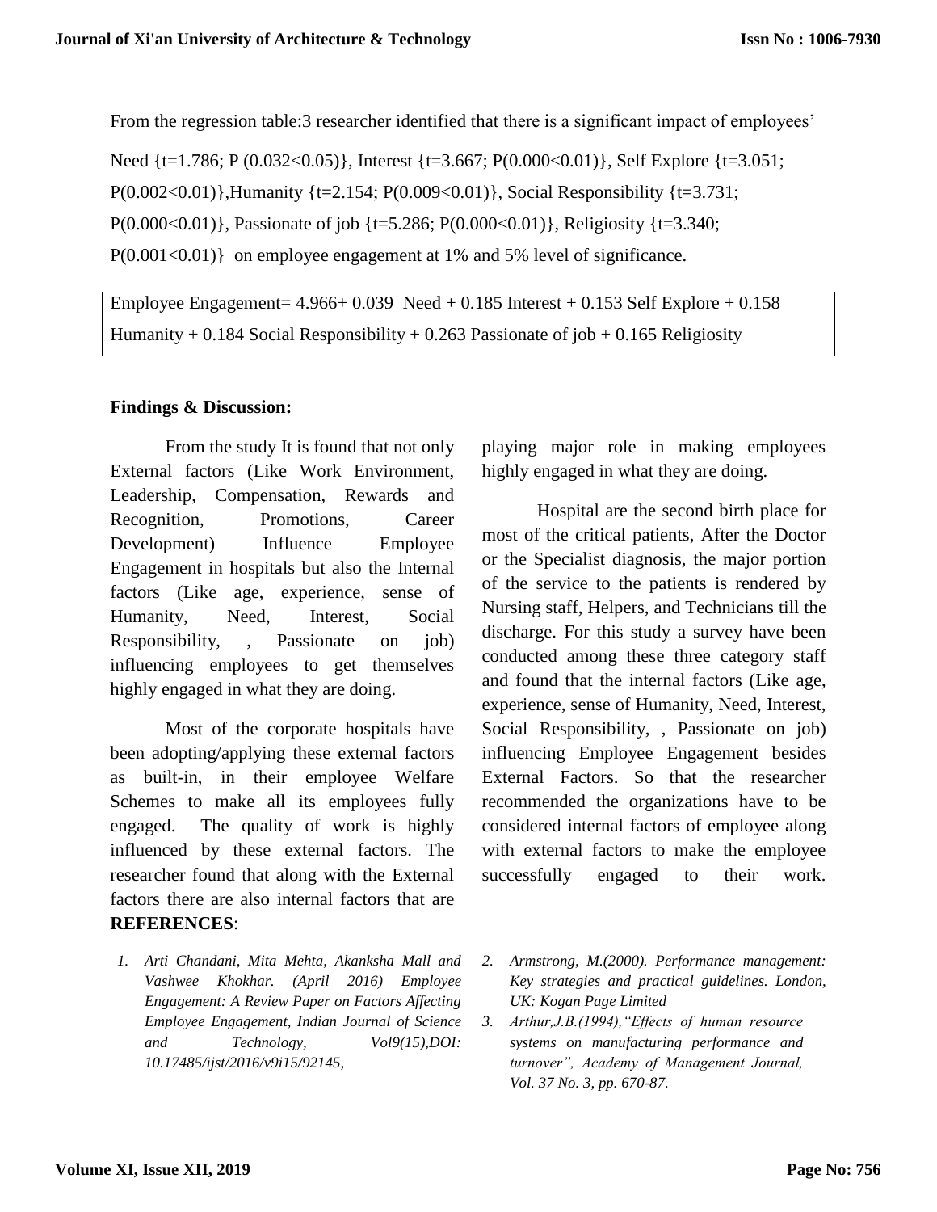From the regression table:3 researcher identified that there is a significant impact of employees' Need {t=1.786; P (0.032<0.05)}, Interest {t=3.667; P(0.000<0.01)}, Self Explore {t=3.051; P(0.002<0.01)},Humanity {t=2.154; P(0.009<0.01)}, Social Responsibility {t=3.731; P(0.000<0.01)}, Passionate of job {t=5.286; P(0.000<0.01)}, Religiosity {t=3.340; P(0.001<0.01)} on employee engagement at 1% and 5% level of significance.

| Employee Engagement= 4.966+ 0.039 Need + 0.185 Interest + 0.153 Self Explore + 0.158 Humanity + 0.184 Social Responsibility + 0.263 Passionate of job + 0.165 Religiosity |
|---|

**Findings & Discussion:**

From the study It is found that not only External factors (Like Work Environment, Leadership, Compensation, Rewards and Recognition, Promotions, Career Development) Influence Employee Engagement in hospitals but also the Internal factors (Like age, experience, sense of Humanity, Need, Interest, Social Responsibility, , Passionate on job) influencing employees to get themselves highly engaged in what they are doing.

Most of the corporate hospitals have been adopting/applying these external factors as built-in, in their employee Welfare Schemes to make all its employees fully engaged. The quality of work is highly influenced by these external factors. The researcher found that along with the External factors there are also internal factors that are playing major role in making employees highly engaged in what they are doing.

Hospital are the second birth place for most of the critical patients, After the Doctor or the Specialist diagnosis, the major portion of the service to the patients is rendered by Nursing staff, Helpers, and Technicians till the discharge. For this study a survey have been conducted among these three category staff and found that the internal factors (Like age, experience, sense of Humanity, Need, Interest, Social Responsibility, , Passionate on job) influencing Employee Engagement besides External Factors. So that the researcher recommended the organizations have to be considered internal factors of employee along with external factors to make the employee successfully engaged to their work.

**REFERENCES**:

1. *Arti Chandani, Mita Mehta, Akanksha Mall and Vashwee Khokhar. (April 2016) Employee Engagement: A Review Paper on Factors Affecting Employee Engagement, Indian Journal of Science and Technology, Vol9(15),DOI: 10.17485/ijst/2016/v9i15/92145,*
2. *Armstrong, M.(2000). Performance management: Key strategies and practical guidelines. London, UK: Kogan Page Limited*
3. *Arthur,J.B.(1994),"Effects of human resource systems on manufacturing performance and turnover", Academy of Management Journal, Vol. 37 No. 3, pp. 670-87.*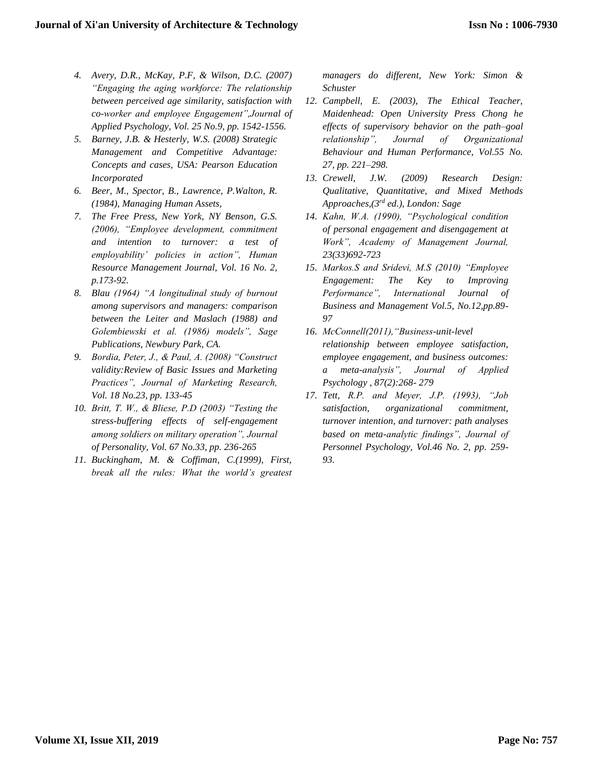4. *Avery, D.R., McKay, P.F, & Wilson, D.C. (2007) "Engaging the aging workforce: The relationship between perceived age similarity, satisfaction with co-worker and employee Engagement",Journal of Applied Psychology, Vol. 25 No.9, pp. 1542-1556.*
5. *Barney, J.B. & Hesterly, W.S. (2008) Strategic Management and Competitive Advantage: Concepts and cases, USA: Pearson Education Incorporated*
6. *Beer, M., Spector, B., Lawrence, P.Walton, R. (1984), Managing Human Assets,*
7. *The Free Press, New York, NY Benson, G.S. (2006), "Employee development, commitment and intention to turnover: a test of employability' policies in action", Human Resource Management Journal, Vol. 16 No. 2, p.173-92.*
8. *Blau (1964) "A longitudinal study of burnout among supervisors and managers: comparison between the Leiter and Maslach (1988) and Golembiewski et al. (1986) models", Sage Publications, Newbury Park, CA.*
9. *Bordia, Peter, J., & Paul, A. (2008) "Construct validity:Review of Basic Issues and Marketing Practices", Journal of Marketing Research, Vol. 18 No.23, pp. 133-45*
10. *Britt, T. W., & Bliese, P.D (2003) "Testing the stress-buffering effects of self-engagement among soldiers on military operation", Journal of Personality, Vol. 67 No.33, pp. 236-265*
11. *Buckingham, M. & Coffiman, C.(1999), First, break all the rules: What the world's greatest managers do different, New York: Simon & Schuster*
12. *Campbell, E. (2003), The Ethical Teacher, Maidenhead: Open University Press Chong he effects of supervisory behavior on the path–goal relationship", Journal of Organizational Behaviour and Human Performance, Vol.55 No. 27, pp. 221–298.*
13. *Crewell, J.W. (2009) Research Design: Qualitative, Quantitative, and Mixed Methods Approaches,(3rd ed.), London: Sage*
14. *Kahn, W.A. (1990), "Psychological condition of personal engagement and disengagement at Work", Academy of Management Journal, 23(33)692-723*
15. *Markos.S and Sridevi, M.S (2010) "Employee Engagement: The Key to Improving Performance", International Journal of Business and Management Vol.5, No.12,pp.89-97*
16. *McConnell(2011),"Business-unit-level relationship between employee satisfaction, employee engagement, and business outcomes: a meta-analysis", Journal of Applied Psychology , 87(2):268- 279*
17. *Tett, R.P. and Meyer, J.P. (1993), "Job satisfaction, organizational commitment, turnover intention, and turnover: path analyses based on meta-analytic findings", Journal of Personnel Psychology, Vol.46 No. 2, pp. 259-93.*